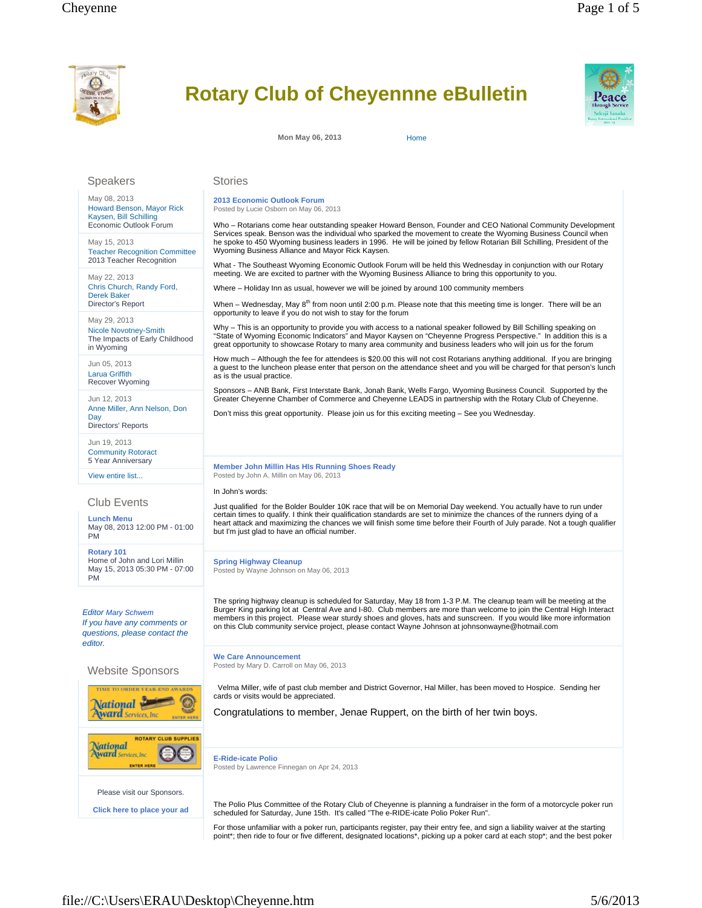# Rotary Club of Cheyenne eBulletin

Mon May 06, 2013 | Home

## Stories

### 2013 Economic Outlook Forum

Posted by Lucie Osborn on May 06, 2013

Who – Rotarians come hear outstanding speaker Howard Benson, Founder and CEO National Community Development Services speak. Benson was the individual who sparked the movement to create the Wyoming Business Council when he spoke to 450 Wyoming business leaders in 1996. He will be joined by fellow Rotarian Bill Schilling, President of the Wyoming Business Alliance and Mayor Rick Kaysen.

What - The Southeast Wyoming Economic Outlook Forum will be held this Wednesday in conjunction with our Rotary meeting. We are excited to partner with the Wyoming Business Alliance to bring this opportunity to you.

Where – Holiday Inn as usual, however we will be joined by around 100 community members

When – Wednesday, May 8th from noon until 2:00 p.m. Please note that this meeting time is longer. There will be an opportunity to leave if you do not wish to stay for the forum

Why – This is an opportunity to provide you with access to a national speaker followed by Bill Schilling speaking on "State of Wyoming Economic Indicators" and Mayor Kaysen on "Cheyenne Progress Perspective." In addition this is a great opportunity to showcase Rotary to many area community and business leaders who will join us for the forum

How much – Although the fee for attendees is $20.00 this will not cost Rotarians anything additional. If you are bringing a guest to the luncheon please enter that person on the attendance sheet and you will be charged for that person's lunch as is the usual practice.

Sponsors – ANB Bank, First Interstate Bank, Jonah Bank, Wells Fargo, Wyoming Business Council. Supported by the Greater Cheyenne Chamber of Commerce and Cheyenne LEADS in partnership with the Rotary Club of Cheyenne.

Don't miss this great opportunity. Please join us for this exciting meeting – See you Wednesday.

### Member John Millin Has HIs Running Shoes Ready

Posted by John A. Millin on May 06, 2013

In John's words:

Just qualified for the Bolder Boulder 10K race that will be on Memorial Day weekend. You actually have to run under certain times to qualify. I think their qualification standards are set to minimize the chances of the runners dying of a heart attack and maximizing the chances we will finish some time before their Fourth of July parade. Not a tough qualifier but I'm just glad to have an official number.

### Spring Highway Cleanup

Posted by Wayne Johnson on May 06, 2013

The spring highway cleanup is scheduled for Saturday, May 18 from 1-3 P.M. The cleanup team will be meeting at the Burger King parking lot at Central Ave and I-80. Club members are more than welcome to join the Central High Interact members in this project. Please wear sturdy shoes and gloves, hats and sunscreen. If you would like more information on this Club community service project, please contact Wayne Johnson at johnsonwayne@hotmail.com

### We Care Announcement

Posted by Mary D. Carroll on May 06, 2013

Velma Miller, wife of past club member and District Governor, Hal Miller, has been moved to Hospice. Sending her cards or visits would be appreciated.

Congratulations to member, Jenae Ruppert, on the birth of her twin boys.

### E-Ride-icate Polio

Posted by Lawrence Finnegan on Apr 24, 2013

The Polio Plus Committee of the Rotary Club of Cheyenne is planning a fundraiser in the form of a motorcycle poker run scheduled for Saturday, June 15th. It's called "The e-RIDE-icate Polio Poker Run".

For those unfamiliar with a poker run, participants register, pay their entry fee, and sign a liability waiver at the starting point*; then ride to four or five different, designated locations*, picking up a poker card at each stop*; and the best poker

## Speakers

May 08, 2013
Howard Benson, Mayor Rick Kaysen, Bill Schilling
Economic Outlook Forum

May 15, 2013
Teacher Recognition Committee
2013 Teacher Recognition

May 22, 2013
Chris Church, Randy Ford, Derek Baker
Director's Report

May 29, 2013
Nicole Novotney-Smith
The Impacts of Early Childhood in Wyoming

Jun 05, 2013
Larua Griffith
Recover Wyoming

Jun 12, 2013
Anne Miller, Ann Nelson, Don Day
Directors' Reports

Jun 19, 2013
Community Rotoract
5 Year Anniversary

View entire list...

## Club Events

**Lunch Menu**
May 08, 2013 12:00 PM - 01:00 PM

**Rotary 101**
Home of John and Lori Millin
May 15, 2013 05:30 PM - 07:00 PM

*Editor Mary Schwem*
*If you have any comments or questions, please contact the editor.*

## Website Sponsors

Please visit our Sponsors.

Click here to place your ad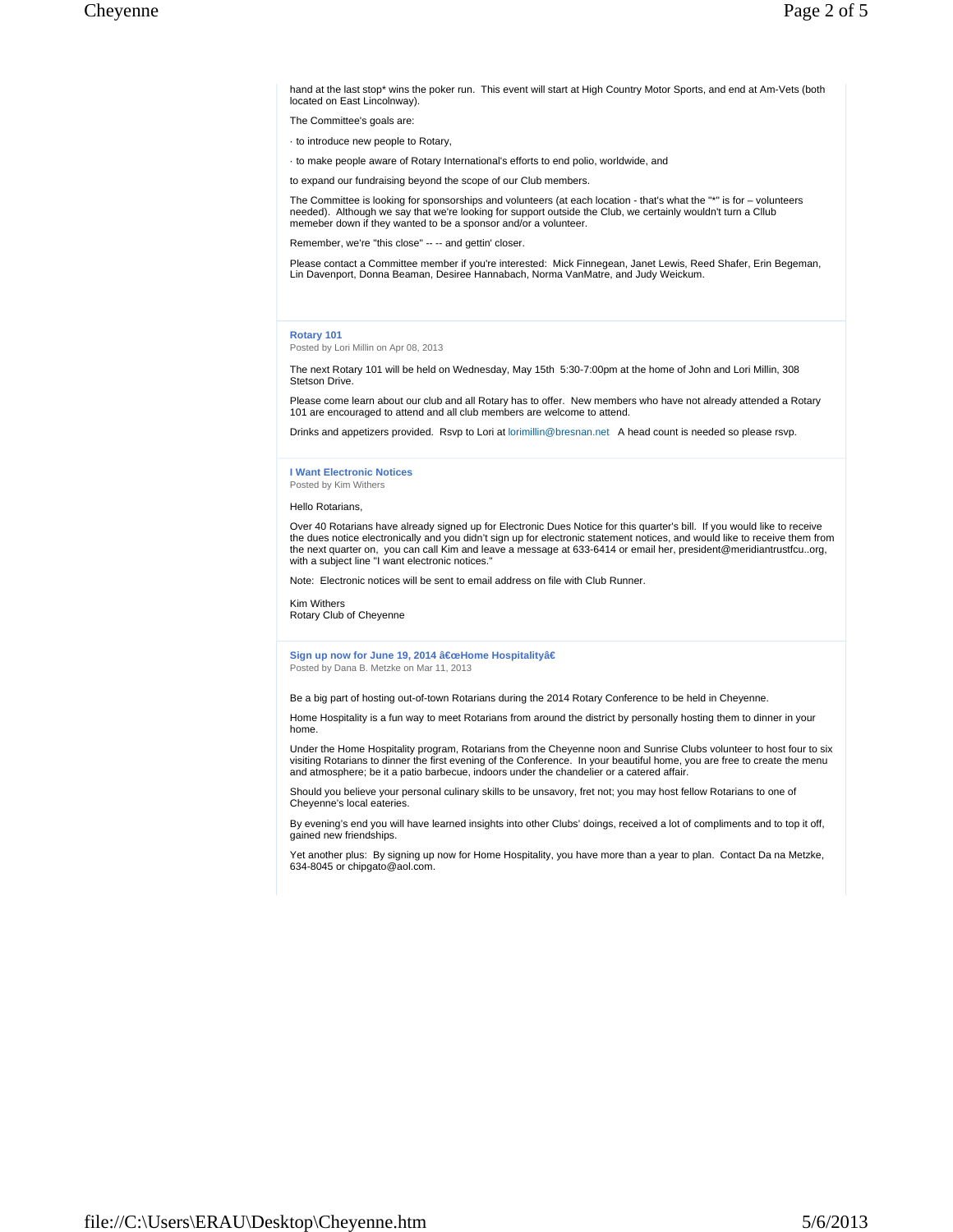hand at the last stop* wins the poker run. This event will start at High Country Motor Sports, and end at Am-Vets (both located on East Lincolnway).

The Committee's goals are:

· to introduce new people to Rotary,

· to make people aware of Rotary International's efforts to end polio, worldwide, and

to expand our fundraising beyond the scope of our Club members.

The Committee is looking for sponsorships and volunteers (at each location - that's what the "*" is for – volunteers needed). Although we say that we're looking for support outside the Club, we certainly wouldn't turn a Cllub memeber down if they wanted to be a sponsor and/or a volunteer.

Remember, we're "this close" -- -- and gettin' closer.

Please contact a Committee member if you're interested: Mick Finnegean, Janet Lewis, Reed Shafer, Erin Begeman, Lin Davenport, Donna Beaman, Desiree Hannabach, Norma VanMatre, and Judy Weickum.

### Rotary 101

Posted by Lori Millin on Apr 08, 2013

The next Rotary 101 will be held on Wednesday, May 15th 5:30-7:00pm at the home of John and Lori Millin, 308 Stetson Drive.

Please come learn about our club and all Rotary has to offer. New members who have not already attended a Rotary 101 are encouraged to attend and all club members are welcome to attend.

Drinks and appetizers provided. Rsvp to Lori at lorimillin@bresnan.net A head count is needed so please rsvp.

### I Want Electronic Notices

Posted by Kim Withers

Hello Rotarians,

Over 40 Rotarians have already signed up for Electronic Dues Notice for this quarter's bill. If you would like to receive the dues notice electronically and you didn't sign up for electronic statement notices, and would like to receive them from the next quarter on, you can call Kim and leave a message at 633-6414 or email her, president@meridiantrustfcu..org, with a subject line "I want electronic notices."

Note: Electronic notices will be sent to email address on file with Club Runner.

Kim Withers
Rotary Club of Cheyenne

### Sign up now for June 19, 2014 â€œHome Hospitalityâ€

Posted by Dana B. Metzke on Mar 11, 2013

Be a big part of hosting out-of-town Rotarians during the 2014 Rotary Conference to be held in Cheyenne.

Home Hospitality is a fun way to meet Rotarians from around the district by personally hosting them to dinner in your home.

Under the Home Hospitality program, Rotarians from the Cheyenne noon and Sunrise Clubs volunteer to host four to six visiting Rotarians to dinner the first evening of the Conference. In your beautiful home, you are free to create the menu and atmosphere; be it a patio barbecue, indoors under the chandelier or a catered affair.

Should you believe your personal culinary skills to be unsavory, fret not; you may host fellow Rotarians to one of Cheyenne's local eateries.

By evening's end you will have learned insights into other Clubs' doings, received a lot of compliments and to top it off, gained new friendships.

Yet another plus: By signing up now for Home Hospitality, you have more than a year to plan. Contact Da na Metzke, 634-8045 or chipgato@aol.com.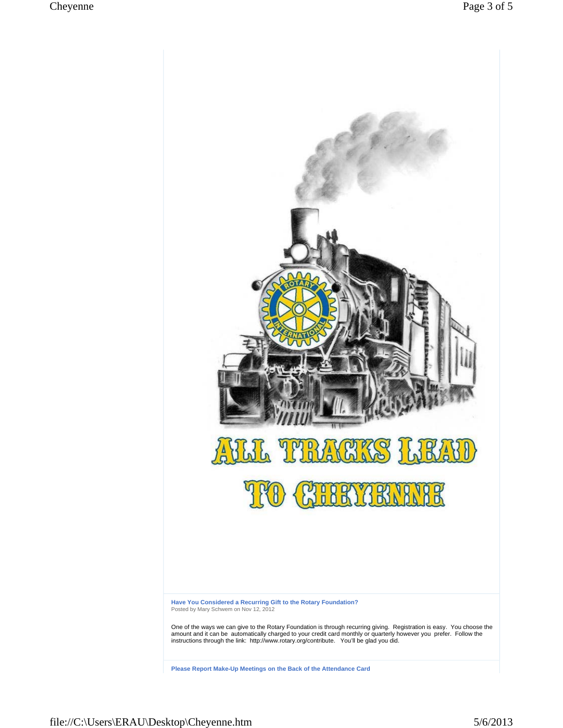ALL TRACKS LEAD TO CHEYENNE

**Have You Considered a Recurring Gift to the Rotary Foundation?**
Posted by Mary Schwem on Nov 12, 2012

One of the ways we can give to the Rotary Foundation is through recurring giving. Registration is easy. You choose the amount and it can be automatically charged to your credit card monthly or quarterly however you prefer. Follow the instructions through the link: http://www.rotary.org/contribute. You'll be glad you did.

**Please Report Make-Up Meetings on the Back of the Attendance Card**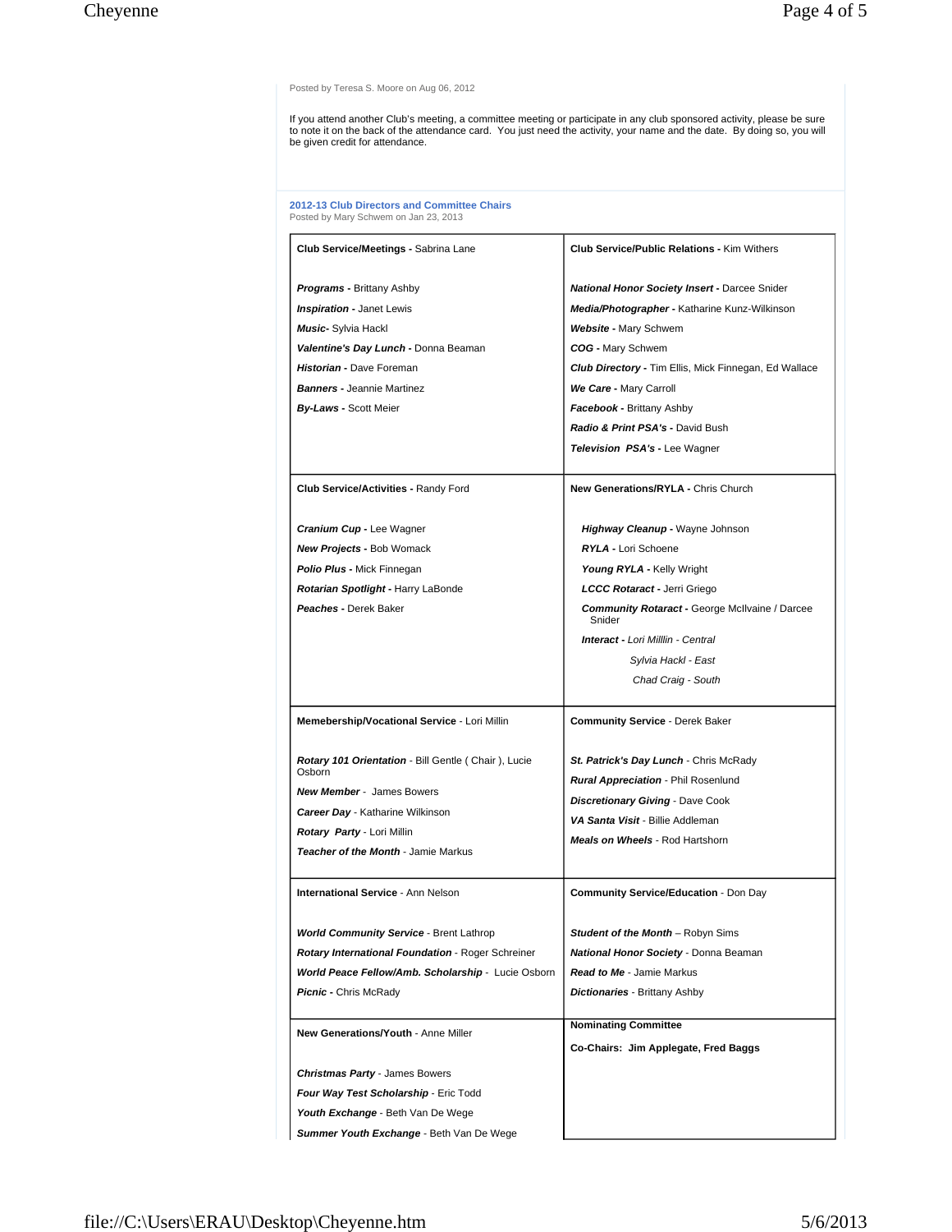Posted by Teresa S. Moore on Aug 06, 2012

If you attend another Club's meeting, a committee meeting or participate in any club sponsored activity, please be sure to note it on the back of the attendance card. You just need the activity, your name and the date. By doing so, you will be given credit for attendance.

### 2012-13 Club Directors and Committee Chairs

Posted by Mary Schwem on Jan 23, 2013

| | |
|---|---|
| **Club Service/Meetings -** Sabrina Lane<br><br>***Programs -*** Brittany Ashby<br>***Inspiration -*** Janet Lewis<br>***Music-*** Sylvia Hackl<br>***Valentine's Day Lunch -*** Donna Beaman<br>***Historian -*** Dave Foreman<br>***Banners -*** Jeannie Martinez<br>***By-Laws -*** Scott Meier | **Club Service/Public Relations -** Kim Withers<br><br>***National Honor Society Insert -*** Darcee Snider<br>***Media/Photographer -*** Katharine Kunz-Wilkinson<br>***Website -*** Mary Schwem<br>***COG -*** Mary Schwem<br>***Club Directory -*** Tim Ellis, Mick Finnegan, Ed Wallace<br>***We Care -*** Mary Carroll<br>***Facebook -*** Brittany Ashby<br>***Radio & Print PSA's -*** David Bush<br>***Television PSA's -*** Lee Wagner |
| **Club Service/Activities -** Randy Ford<br><br>***Cranium Cup -*** Lee Wagner<br>***New Projects -*** Bob Womack<br>***Polio Plus -*** Mick Finnegan<br>***Rotarian Spotlight -*** Harry LaBonde<br>***Peaches -*** Derek Baker | **New Generations/RYLA -** Chris Church<br><br>***Highway Cleanup -*** Wayne Johnson<br>***RYLA -*** Lori Schoene<br>***Young RYLA -*** Kelly Wright<br>***LCCC Rotaract -*** Jerri Griego<br>***Community Rotaract -*** George McIlvaine / Darcee Snider<br>***Interact -*** *Lori Milllin - Central*<br>*Sylvia Hackl - East*<br>*Chad Craig - South* |
| **Memebership/Vocational Service** - Lori Millin<br><br>***Rotary 101 Orientation*** - Bill Gentle ( Chair ), Lucie Osborn<br>***New Member*** - James Bowers<br>***Career Day*** - Katharine Wilkinson<br>***Rotary Party*** - Lori Millin<br>***Teacher of the Month*** - Jamie Markus | **Community Service** - Derek Baker<br><br>***St. Patrick's Day Lunch*** - Chris McRady<br>***Rural Appreciation*** - Phil Rosenlund<br>***Discretionary Giving*** - Dave Cook<br>***VA Santa Visit*** - Billie Addleman<br>***Meals on Wheels*** - Rod Hartshorn |
| **International Service** - Ann Nelson<br><br>***World Community Service*** - Brent Lathrop<br>***Rotary International Foundation*** - Roger Schreiner<br>***World Peace Fellow/Amb. Scholarship*** - Lucie Osborn<br>***Picnic -*** Chris McRady | **Community Service/Education** - Don Day<br><br>***Student of the Month*** – Robyn Sims<br>***National Honor Society*** - Donna Beaman<br>***Read to Me*** - Jamie Markus<br>***Dictionaries*** - Brittany Ashby |
| **New Generations/Youth** - Anne Miller<br><br>***Christmas Party*** - James Bowers<br>***Four Way Test Scholarship*** - Eric Todd<br>***Youth Exchange*** - Beth Van De Wege<br>***Summer Youth Exchange*** - Beth Van De Wege | **Nominating Committee**<br><br>**Co-Chairs: Jim Applegate, Fred Baggs** |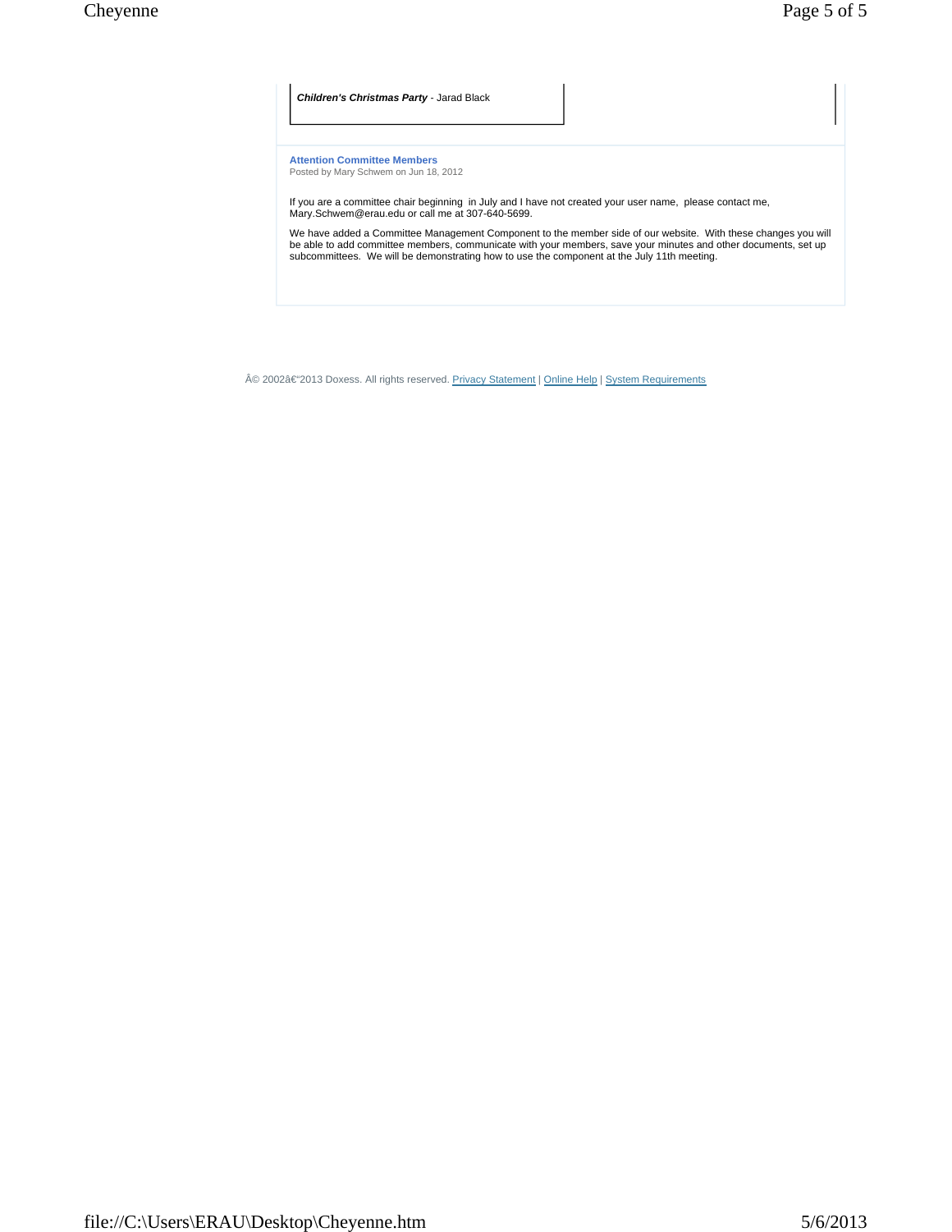***Children's Christmas Party*** - Jarad Black

**Attention Committee Members**
Posted by Mary Schwem on Jun 18, 2012

If you are a committee chair beginning in July and I have not created your user name, please contact me, Mary.Schwem@erau.edu or call me at 307-640-5699.

We have added a Committee Management Component to the member side of our website. With these changes you will be able to add committee members, communicate with your members, save your minutes and other documents, set up subcommittees. We will be demonstrating how to use the component at the July 11th meeting.

Â© 2002â€"2013 Doxess. All rights reserved. Privacy Statement | Online Help | System Requirements